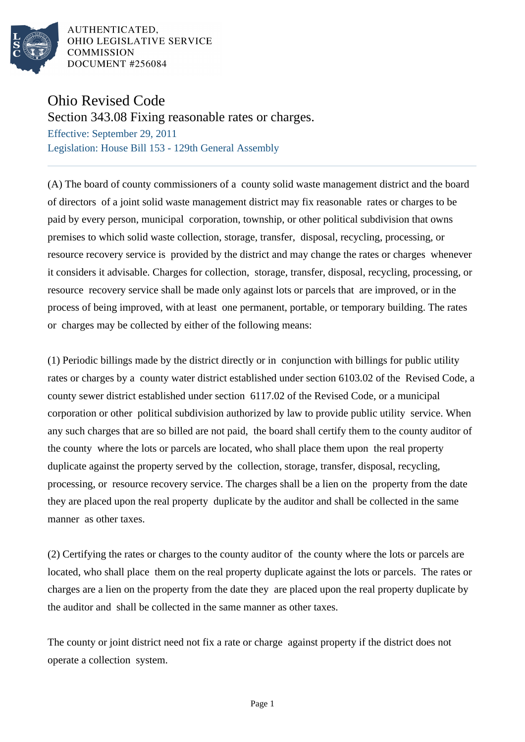AUTHENTICATED,
OHIO LEGISLATIVE SERVICE
COMMISSION
DOCUMENT #256084

# Ohio Revised Code

## Section 343.08 Fixing reasonable rates or charges.

Effective: September 29, 2011

Legislation: House Bill 153 - 129th General Assembly

(A) The board of county commissioners of a county solid waste management district and the board of directors of a joint solid waste management district may fix reasonable rates or charges to be paid by every person, municipal corporation, township, or other political subdivision that owns premises to which solid waste collection, storage, transfer, disposal, recycling, processing, or resource recovery service is provided by the district and may change the rates or charges whenever it considers it advisable. Charges for collection, storage, transfer, disposal, recycling, processing, or resource recovery service shall be made only against lots or parcels that are improved, or in the process of being improved, with at least one permanent, portable, or temporary building. The rates or charges may be collected by either of the following means:

(1) Periodic billings made by the district directly or in conjunction with billings for public utility rates or charges by a county water district established under section 6103.02 of the Revised Code, a county sewer district established under section 6117.02 of the Revised Code, or a municipal corporation or other political subdivision authorized by law to provide public utility service. When any such charges that are so billed are not paid, the board shall certify them to the county auditor of the county where the lots or parcels are located, who shall place them upon the real property duplicate against the property served by the collection, storage, transfer, disposal, recycling, processing, or resource recovery service. The charges shall be a lien on the property from the date they are placed upon the real property duplicate by the auditor and shall be collected in the same manner as other taxes.

(2) Certifying the rates or charges to the county auditor of the county where the lots or parcels are located, who shall place them on the real property duplicate against the lots or parcels. The rates or charges are a lien on the property from the date they are placed upon the real property duplicate by the auditor and shall be collected in the same manner as other taxes.

The county or joint district need not fix a rate or charge against property if the district does not operate a collection system.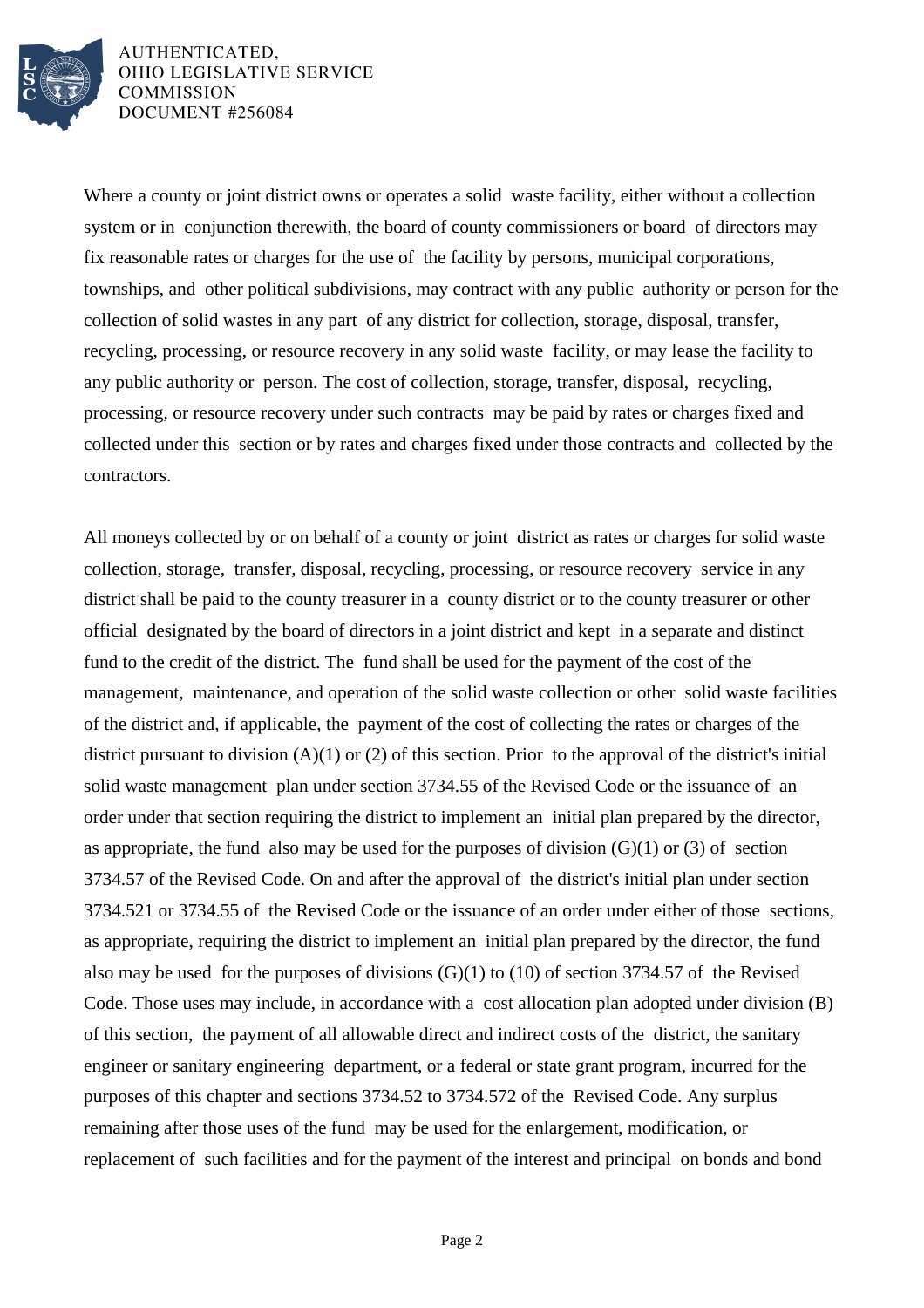Where a county or joint district owns or operates a solid waste facility, either without a collection system or in conjunction therewith, the board of county commissioners or board of directors may fix reasonable rates or charges for the use of the facility by persons, municipal corporations, townships, and other political subdivisions, may contract with any public authority or person for the collection of solid wastes in any part of any district for collection, storage, disposal, transfer, recycling, processing, or resource recovery in any solid waste facility, or may lease the facility to any public authority or person. The cost of collection, storage, transfer, disposal, recycling, processing, or resource recovery under such contracts may be paid by rates or charges fixed and collected under this section or by rates and charges fixed under those contracts and collected by the contractors.

All moneys collected by or on behalf of a county or joint district as rates or charges for solid waste collection, storage, transfer, disposal, recycling, processing, or resource recovery service in any district shall be paid to the county treasurer in a county district or to the county treasurer or other official designated by the board of directors in a joint district and kept in a separate and distinct fund to the credit of the district. The fund shall be used for the payment of the cost of the management, maintenance, and operation of the solid waste collection or other solid waste facilities of the district and, if applicable, the payment of the cost of collecting the rates or charges of the district pursuant to division (A)(1) or (2) of this section. Prior to the approval of the district's initial solid waste management plan under section 3734.55 of the Revised Code or the issuance of an order under that section requiring the district to implement an initial plan prepared by the director, as appropriate, the fund also may be used for the purposes of division (G)(1) or (3) of section 3734.57 of the Revised Code. On and after the approval of the district's initial plan under section 3734.521 or 3734.55 of the Revised Code or the issuance of an order under either of those sections, as appropriate, requiring the district to implement an initial plan prepared by the director, the fund also may be used for the purposes of divisions (G)(1) to (10) of section 3734.57 of the Revised Code. Those uses may include, in accordance with a cost allocation plan adopted under division (B) of this section, the payment of all allowable direct and indirect costs of the district, the sanitary engineer or sanitary engineering department, or a federal or state grant program, incurred for the purposes of this chapter and sections 3734.52 to 3734.572 of the Revised Code. Any surplus remaining after those uses of the fund may be used for the enlargement, modification, or replacement of such facilities and for the payment of the interest and principal on bonds and bond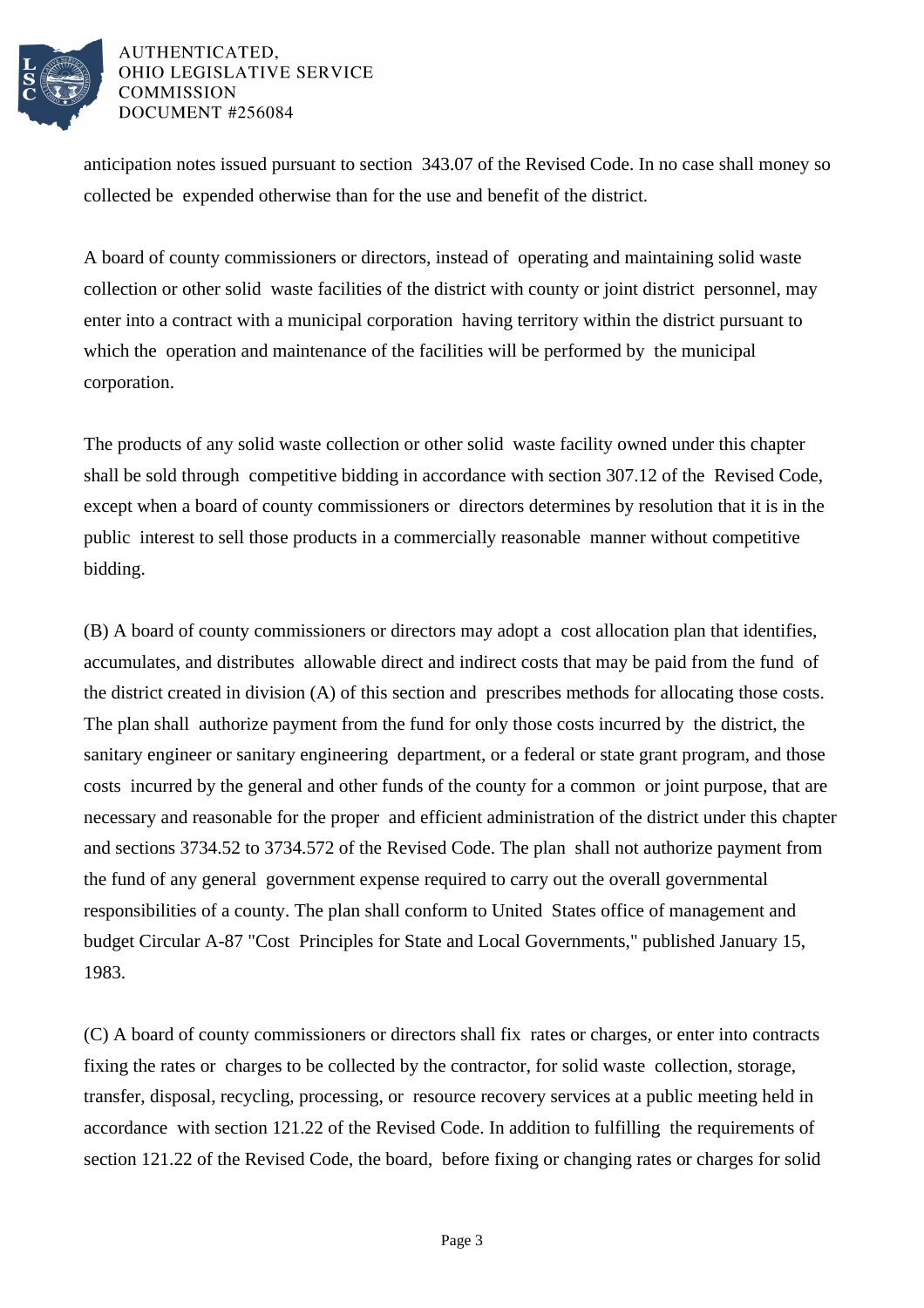anticipation notes issued pursuant to section 343.07 of the Revised Code. In no case shall money so collected be expended otherwise than for the use and benefit of the district.

A board of county commissioners or directors, instead of operating and maintaining solid waste collection or other solid waste facilities of the district with county or joint district personnel, may enter into a contract with a municipal corporation having territory within the district pursuant to which the operation and maintenance of the facilities will be performed by the municipal corporation.

The products of any solid waste collection or other solid waste facility owned under this chapter shall be sold through competitive bidding in accordance with section 307.12 of the Revised Code, except when a board of county commissioners or directors determines by resolution that it is in the public interest to sell those products in a commercially reasonable manner without competitive bidding.

(B) A board of county commissioners or directors may adopt a cost allocation plan that identifies, accumulates, and distributes allowable direct and indirect costs that may be paid from the fund of the district created in division (A) of this section and prescribes methods for allocating those costs. The plan shall authorize payment from the fund for only those costs incurred by the district, the sanitary engineer or sanitary engineering department, or a federal or state grant program, and those costs incurred by the general and other funds of the county for a common or joint purpose, that are necessary and reasonable for the proper and efficient administration of the district under this chapter and sections 3734.52 to 3734.572 of the Revised Code. The plan shall not authorize payment from the fund of any general government expense required to carry out the overall governmental responsibilities of a county. The plan shall conform to United States office of management and budget Circular A-87 "Cost Principles for State and Local Governments," published January 15, 1983.

(C) A board of county commissioners or directors shall fix rates or charges, or enter into contracts fixing the rates or charges to be collected by the contractor, for solid waste collection, storage, transfer, disposal, recycling, processing, or resource recovery services at a public meeting held in accordance with section 121.22 of the Revised Code. In addition to fulfilling the requirements of section 121.22 of the Revised Code, the board, before fixing or changing rates or charges for solid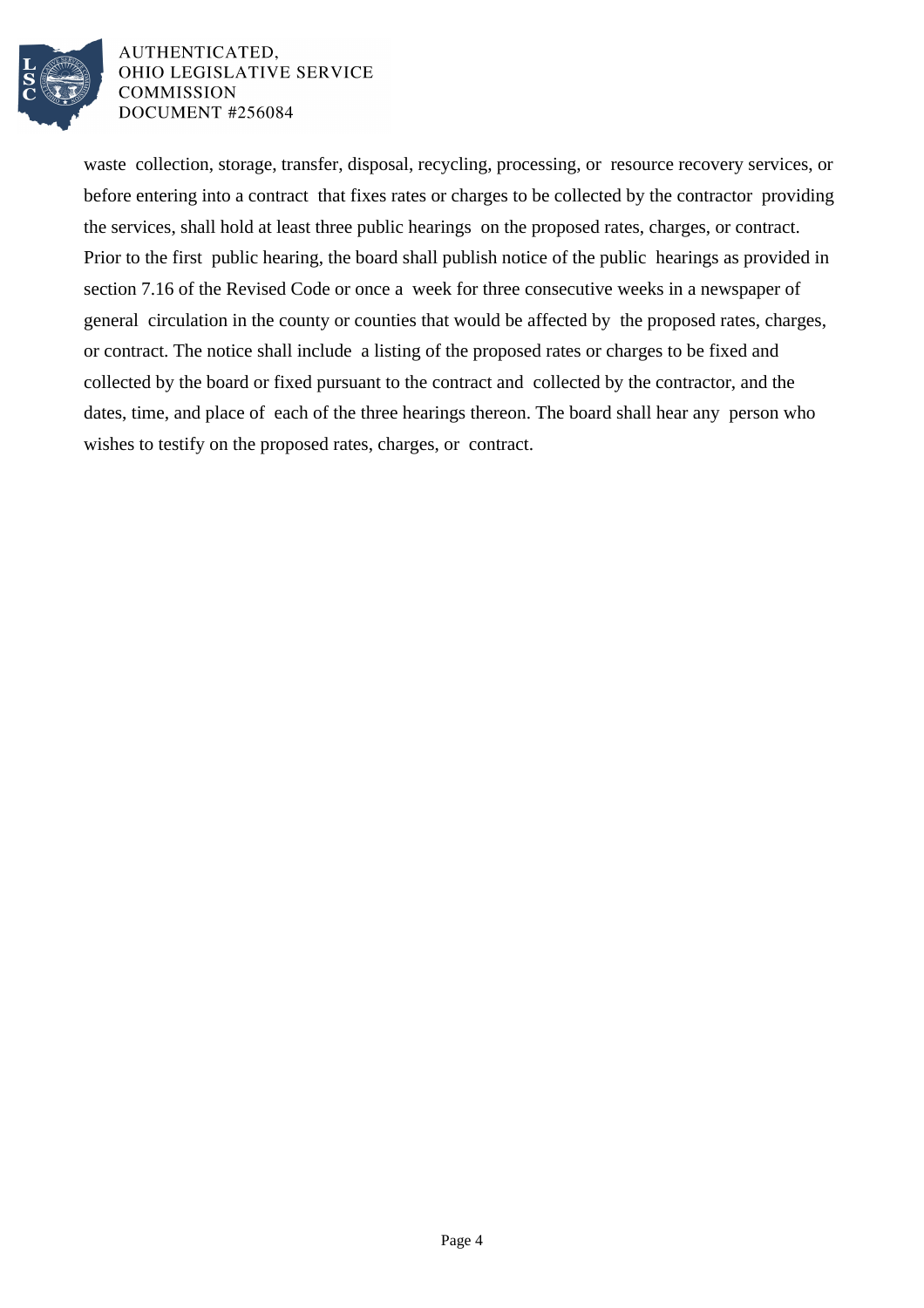waste collection, storage, transfer, disposal, recycling, processing, or resource recovery services, or before entering into a contract that fixes rates or charges to be collected by the contractor providing the services, shall hold at least three public hearings on the proposed rates, charges, or contract. Prior to the first public hearing, the board shall publish notice of the public hearings as provided in section 7.16 of the Revised Code or once a week for three consecutive weeks in a newspaper of general circulation in the county or counties that would be affected by the proposed rates, charges, or contract. The notice shall include a listing of the proposed rates or charges to be fixed and collected by the board or fixed pursuant to the contract and collected by the contractor, and the dates, time, and place of each of the three hearings thereon. The board shall hear any person who wishes to testify on the proposed rates, charges, or contract.